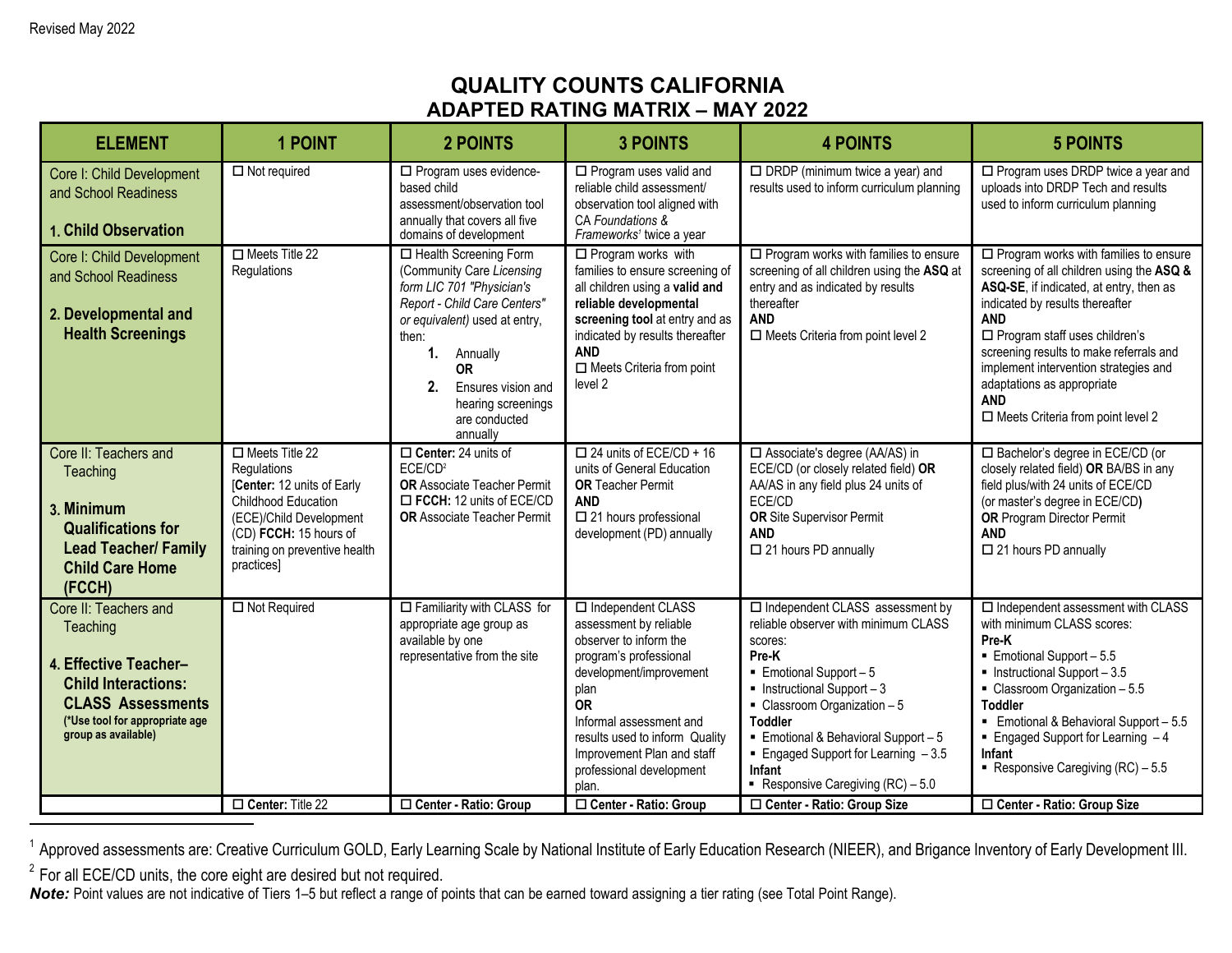Revised May 2022

# QUALITY COUNTS CALIFORNIA
## ADAPTED RATING MATRIX – MAY 2022

| ELEMENT | 1 POINT | 2 POINTS | 3 POINTS | 4 POINTS | 5 POINTS |
|---|---|---|---|---|---|
| Core I: Child Development and School Readiness<br><br>**1. Child Observation** | ☐ Not required | ☐ Program uses evidence-based child assessment/observation tool annually that covers all five domains of development | ☐ Program uses valid and reliable child assessment/ observation tool aligned with CA *Foundations & Frameworks*[1] twice a year | ☐ DRDP (minimum twice a year) and results used to inform curriculum planning | ☐ Program uses DRDP twice a year and uploads into DRDP Tech and results used to inform curriculum planning |
| Core I: Child Development and School Readiness<br><br>**2. Developmental and Health Screenings** | ☐ Meets Title 22 Regulations | ☐ Health Screening Form (Community Care *Licensing form LIC 701 "Physician's Report - Child Care Centers" or equivalent)* used at entry, then:<br>**1.** Annually<br>**OR**<br>**2.** Ensures vision and hearing screenings are conducted annually | ☐ Program works with families to ensure screening of all children using a **valid and reliable developmental screening tool** at entry and as indicated by results thereafter<br>**AND**<br>☐ Meets Criteria from point level 2 | ☐ Program works with families to ensure screening of all children using the **ASQ** at entry and as indicated by results thereafter<br>**AND**<br>☐ Meets Criteria from point level 2 | ☐ Program works with families to ensure screening of all children using the **ASQ & ASQ-SE**, if indicated, at entry, then as indicated by results thereafter<br>**AND**<br>☐ Program staff uses children's screening results to make referrals and implement intervention strategies and adaptations as appropriate<br>**AND**<br>☐ Meets Criteria from point level 2 |
| Core II: Teachers and Teaching<br><br>**3. Minimum Qualifications for Lead Teacher/ Family Child Care Home (FCCH)** | ☐ Meets Title 22 Regulations<br>[**Center:** 12 units of Early Childhood Education (ECE)/Child Development (CD) **FCCH:** 15 hours of training on preventive health practices] | ☐ **Center:** 24 units of ECE/CD[2]<br>**OR** Associate Teacher Permit<br>☐ **FCCH:** 12 units of ECE/CD **OR** Associate Teacher Permit | ☐ 24 units of ECE/CD + 16 units of General Education<br>**OR** Teacher Permit<br>**AND**<br>☐ 21 hours professional development (PD) annually | ☐ Associate's degree (AA/AS) in ECE/CD (or closely related field) **OR** AA/AS in any field plus 24 units of ECE/CD<br>**OR** Site Supervisor Permit<br>**AND**<br>☐ 21 hours PD annually | ☐ Bachelor's degree in ECE/CD (or closely related field) **OR** BA/BS in any field plus/with 24 units of ECE/CD (or master's degree in ECE/CD**)**<br>**OR** Program Director Permit<br>**AND**<br>☐ 21 hours PD annually |
| Core II: Teachers and Teaching<br><br>**4. Effective Teacher–Child Interactions: CLASS Assessments**<br>**(\*Use tool for appropriate age group as available)** | ☐ Not Required | ☐ Familiarity with CLASS for appropriate age group as available by one representative from the site | ☐ Independent CLASS assessment by reliable observer to inform the program's professional development/improvement plan<br>**OR**<br>Informal assessment and results used to inform Quality Improvement Plan and staff professional development plan. | ☐ Independent CLASS assessment by reliable observer with minimum CLASS scores:<br>**Pre-K**<br>▪ Emotional Support – 5<br>▪ Instructional Support – 3<br>▪ Classroom Organization – 5<br>**Toddler**<br>▪ Emotional & Behavioral Support – 5<br>▪ Engaged Support for Learning – 3.5<br>**Infant**<br>▪ Responsive Caregiving (RC) – 5.0 | ☐ Independent assessment with CLASS with minimum CLASS scores:<br>**Pre-K**<br>▪ Emotional Support – 5.5<br>▪ Instructional Support – 3.5<br>▪ Classroom Organization – 5.5<br>**Toddler**<br>▪ Emotional & Behavioral Support – 5.5<br>▪ Engaged Support for Learning – 4<br>**Infant**<br>▪ Responsive Caregiving (RC) – 5.5 |
| | ☐ **Center:** Title 22 | ☐ **Center - Ratio: Group** | ☐ **Center - Ratio: Group** | ☐ **Center - Ratio: Group Size** | ☐ **Center - Ratio: Group Size** |

[1] Approved assessments are: Creative Curriculum GOLD, Early Learning Scale by National Institute of Early Education Research (NIEER), and Brigance Inventory of Early Development III.

[2] For all ECE/CD units, the core eight are desired but not required.

***Note:*** Point values are not indicative of Tiers 1–5 but reflect a range of points that can be earned toward assigning a tier rating (see Total Point Range).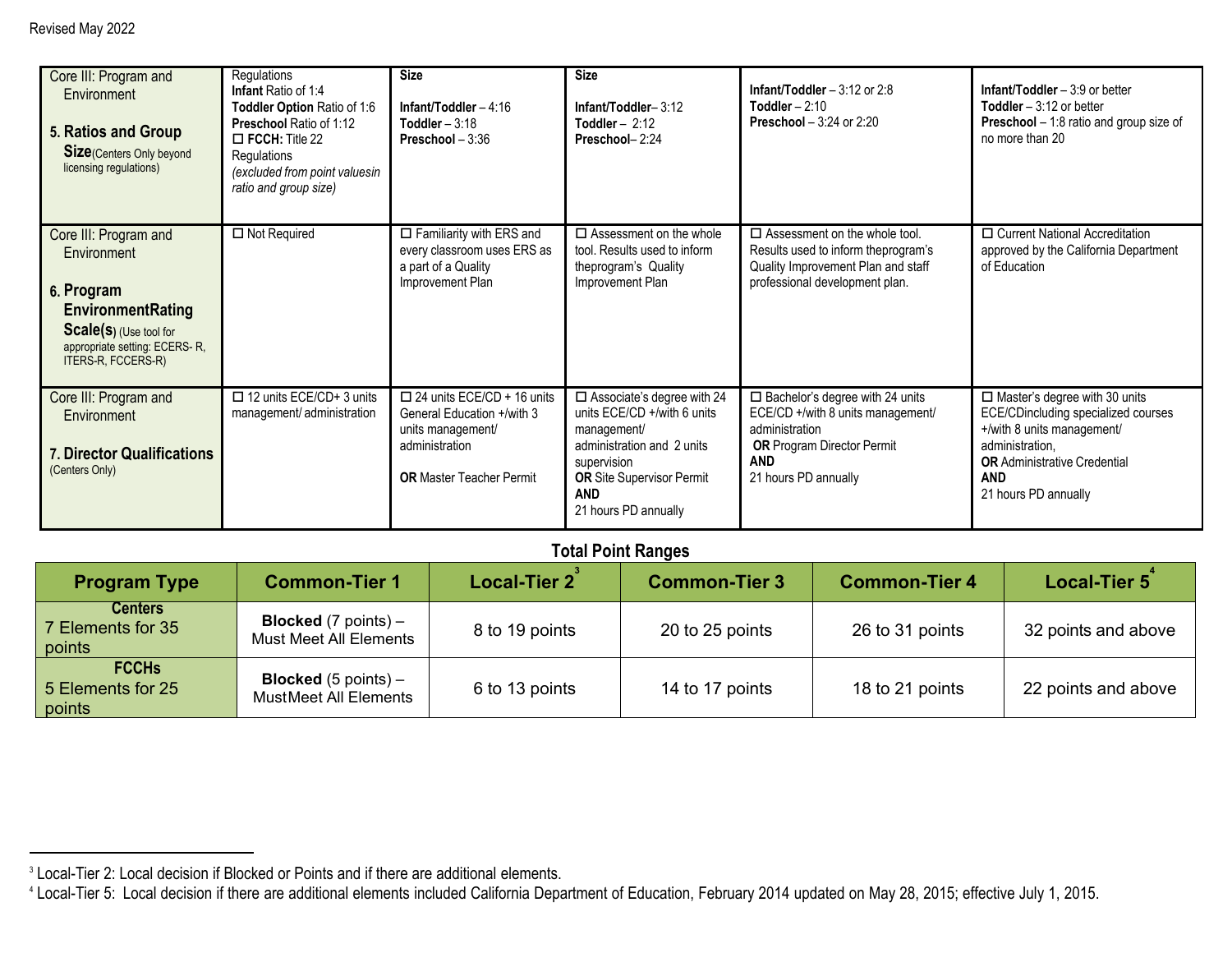Revised May 2022

| | | | | | |
|---|---|---|---|---|---|
| Core III: Program and Environment<br><br>**5. Ratios and Group Size**(Centers Only beyond licensing regulations) | Regulations<br>**Infant** Ratio of 1:4<br>**Toddler Option** Ratio of 1:6<br>**Preschool** Ratio of 1:12<br>☐ **FCCH:** Title 22 Regulations<br>*(excluded from point valuesin ratio and group size)* | **Size**<br><br>**Infant/Toddler** – 4:16<br>**Toddler** – 3:18<br>**Preschool** – 3:36 | **Size**<br><br>**Infant/Toddler**– 3:12<br>**Toddler** – 2:12<br>**Preschool**– 2:24 | **Infant/Toddler** – 3:12 or 2:8<br>**Toddler** – 2:10<br>**Preschool** – 3:24 or 2:20 | **Infant/Toddler** – 3:9 or better<br>**Toddler** – 3:12 or better<br>**Preschool** – 1:8 ratio and group size of no more than 20 |
| Core III: Program and Environment<br><br>**6. Program EnvironmentRating Scale(s)** (Use tool for appropriate setting: ECERS- R, ITERS-R, FCCERS-R) | ☐ Not Required | ☐ Familiarity with ERS and every classroom uses ERS as a part of a Quality Improvement Plan | ☐ Assessment on the whole tool. Results used to inform theprogram's Quality Improvement Plan | ☐ Assessment on the whole tool. Results used to inform theprogram's Quality Improvement Plan and staff professional development plan. | ☐ Current National Accreditation approved by the California Department of Education |
| Core III: Program and Environment<br><br>**7. Director Qualifications** (Centers Only) | ☐ 12 units ECE/CD+ 3 units management/ administration | ☐ 24 units ECE/CD + 16 units General Education +/with 3 units management/ administration<br><br>**OR** Master Teacher Permit | ☐ Associate's degree with 24 units ECE/CD +/with 6 units management/ administration and 2 units supervision<br>**OR** Site Supervisor Permit<br>**AND**<br>21 hours PD annually | ☐ Bachelor's degree with 24 units ECE/CD +/with 8 units management/ administration<br>**OR** Program Director Permit<br>**AND**<br>21 hours PD annually | ☐ Master's degree with 30 units ECE/CDincluding specialized courses +/with 8 units management/ administration,<br>**OR** Administrative Credential<br>**AND**<br>21 hours PD annually |

## Total Point Ranges

| Program Type | Common-Tier 1 | Local-Tier 2[3] | Common-Tier 3 | Common-Tier 4 | Local-Tier 5[4] |
|---|---|---|---|---|---|
| **Centers**<br>7 Elements for 35 points | **Blocked** (7 points) – Must Meet All Elements | 8 to 19 points | 20 to 25 points | 26 to 31 points | 32 points and above |
| **FCCHs**<br>5 Elements for 25 points | **Blocked** (5 points) – MustMeet All Elements | 6 to 13 points | 14 to 17 points | 18 to 21 points | 22 points and above |

[3] Local-Tier 2: Local decision if Blocked or Points and if there are additional elements.

[4] Local-Tier 5: Local decision if there are additional elements included California Department of Education, February 2014 updated on May 28, 2015; effective July 1, 2015.